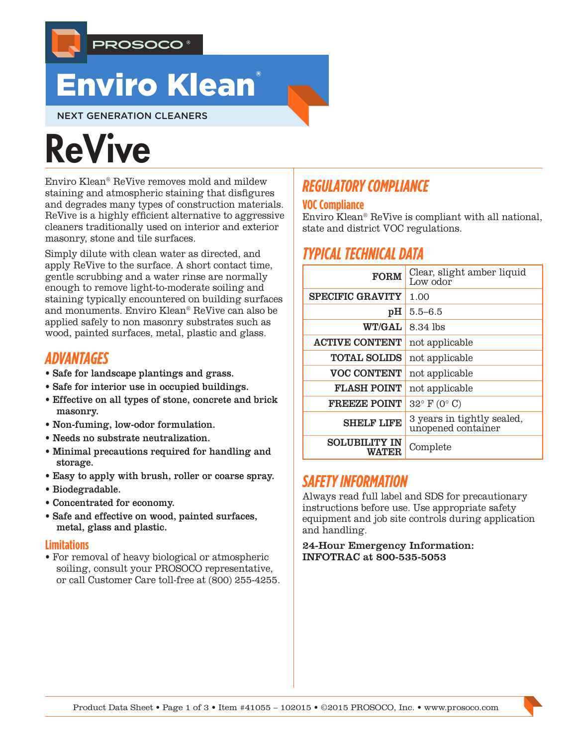PROSOCO®

# Enviro Klean®

NEXT GENERATION CLEANERS

# ReVive

Enviro Klean® ReVive removes mold and mildew staining and atmospheric staining that disfigures and degrades many types of construction materials. ReVive is a highly efficient alternative to aggressive cleaners traditionally used on interior and exterior masonry, stone and tile surfaces.

Simply dilute with clean water as directed, and apply ReVive to the surface. A short contact time, gentle scrubbing and a water rinse are normally enough to remove light-to-moderate soiling and staining typically encountered on building surfaces and monuments. Enviro Klean® ReVive can also be applied safely to non masonry substrates such as wood, painted surfaces, metal, plastic and glass.

## ADVANTAGES

- **Safe for landscape plantings and grass.**
- **Safe for interior use in occupied buildings.**
- **Effective on all types of stone, concrete and brick masonry.**
- **Non-fuming, low-odor formulation.**
- **Needs no substrate neutralization.**
- **Minimal precautions required for handling and storage.**
- **Easy to apply with brush, roller or coarse spray.**
- **Biodegradable.**
- **Concentrated for economy.**
- **Safe and effective on wood, painted surfaces, metal, glass and plastic.**

### Limitations

- For removal of heavy biological or atmospheric soiling, consult your PROSOCO representative, or call Customer Care toll-free at (800) 255-4255.

## REGULATORY COMPLIANCE

### VOC Compliance

Enviro Klean® ReVive is compliant with all national, state and district VOC regulations.

## TYPICAL TECHNICAL DATA

| | |
|---|---|
| **FORM** | Clear, slight amber liquid Low odor |
| **SPECIFIC GRAVITY** | 1.00 |
| **pH** | 5.5–6.5 |
| **WT/GAL** | 8.34 lbs |
| **ACTIVE CONTENT** | not applicable |
| **TOTAL SOLIDS** | not applicable |
| **VOC CONTENT** | not applicable |
| **FLASH POINT** | not applicable |
| **FREEZE POINT** | 32° F (0° C) |
| **SHELF LIFE** | 3 years in tightly sealed, unopened container |
| **SOLUBILITY IN WATER** | Complete |

## SAFETY INFORMATION

Always read full label and SDS for precautionary instructions before use. Use appropriate safety equipment and job site controls during application and handling.

**24-Hour Emergency Information:**
**INFOTRAC at 800-535-5053**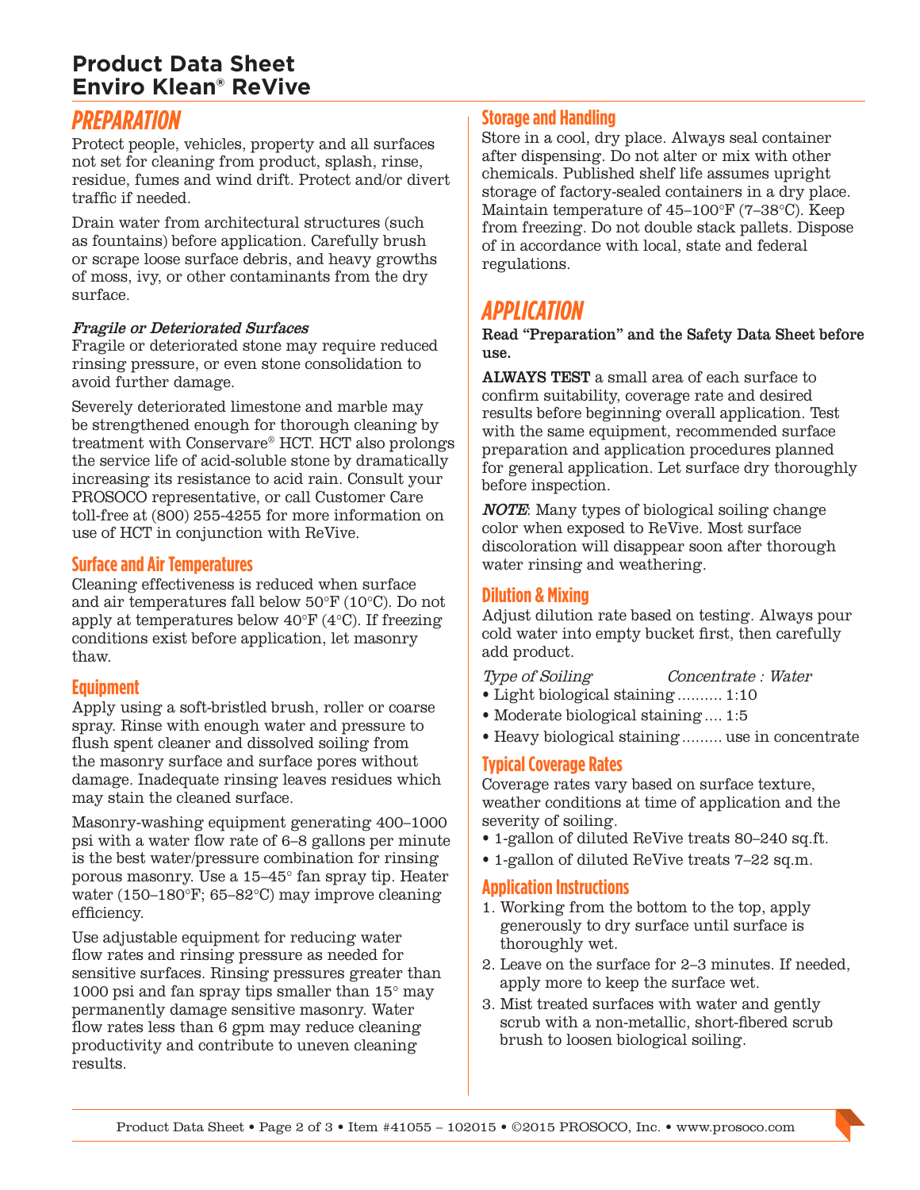# Product Data Sheet
# Enviro Klean® ReVive

## PREPARATION

Protect people, vehicles, property and all surfaces not set for cleaning from product, splash, rinse, residue, fumes and wind drift. Protect and/or divert traffic if needed.

Drain water from architectural structures (such as fountains) before application. Carefully brush or scrape loose surface debris, and heavy growths of moss, ivy, or other contaminants from the dry surface.

***Fragile or Deteriorated Surfaces***

Fragile or deteriorated stone may require reduced rinsing pressure, or even stone consolidation to avoid further damage.

Severely deteriorated limestone and marble may be strengthened enough for thorough cleaning by treatment with Conservare® HCT. HCT also prolongs the service life of acid-soluble stone by dramatically increasing its resistance to acid rain. Consult your PROSOCO representative, or call Customer Care toll-free at (800) 255-4255 for more information on use of HCT in conjunction with ReVive.

### Surface and Air Temperatures

Cleaning effectiveness is reduced when surface and air temperatures fall below 50°F (10°C). Do not apply at temperatures below 40°F (4°C). If freezing conditions exist before application, let masonry thaw.

### Equipment

Apply using a soft-bristled brush, roller or coarse spray. Rinse with enough water and pressure to flush spent cleaner and dissolved soiling from the masonry surface and surface pores without damage. Inadequate rinsing leaves residues which may stain the cleaned surface.

Masonry-washing equipment generating 400–1000 psi with a water flow rate of 6–8 gallons per minute is the best water/pressure combination for rinsing porous masonry. Use a 15–45° fan spray tip. Heater water (150–180°F; 65–82°C) may improve cleaning efficiency.

Use adjustable equipment for reducing water flow rates and rinsing pressure as needed for sensitive surfaces. Rinsing pressures greater than 1000 psi and fan spray tips smaller than 15° may permanently damage sensitive masonry. Water flow rates less than 6 gpm may reduce cleaning productivity and contribute to uneven cleaning results.

### Storage and Handling

Store in a cool, dry place. Always seal container after dispensing. Do not alter or mix with other chemicals. Published shelf life assumes upright storage of factory-sealed containers in a dry place. Maintain temperature of 45–100°F (7–38°C). Keep from freezing. Do not double stack pallets. Dispose of in accordance with local, state and federal regulations.

## APPLICATION

**Read "Preparation" and the Safety Data Sheet before use.**

**ALWAYS TEST** a small area of each surface to confirm suitability, coverage rate and desired results before beginning overall application. Test with the same equipment, recommended surface preparation and application procedures planned for general application. Let surface dry thoroughly before inspection.

***NOTE***: Many types of biological soiling change color when exposed to ReVive. Most surface discoloration will disappear soon after thorough water rinsing and weathering.

### Dilution & Mixing

Adjust dilution rate based on testing. Always pour cold water into empty bucket first, then carefully add product.

*Type of Soiling* — *Concentrate : Water*

- Light biological staining .......... 1:10
- Moderate biological staining .... 1:5
- Heavy biological staining ......... use in concentrate

### Typical Coverage Rates

Coverage rates vary based on surface texture, weather conditions at time of application and the severity of soiling.

- 1-gallon of diluted ReVive treats 80–240 sq.ft.
- 1-gallon of diluted ReVive treats 7–22 sq.m.

### Application Instructions

1. Working from the bottom to the top, apply generously to dry surface until surface is thoroughly wet.
2. Leave on the surface for 2–3 minutes. If needed, apply more to keep the surface wet.
3. Mist treated surfaces with water and gently scrub with a non-metallic, short-fibered scrub brush to loosen biological soiling.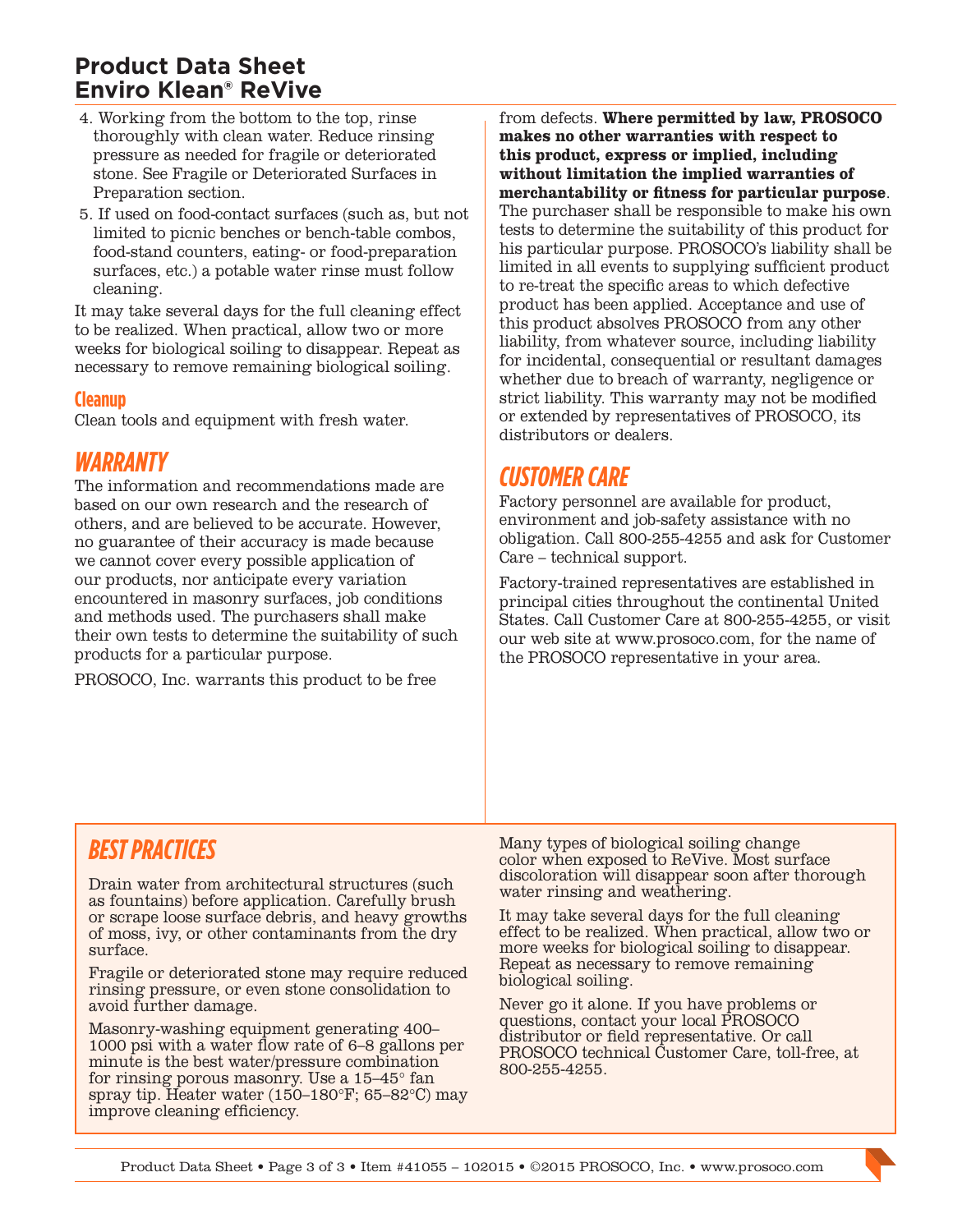4. Working from the bottom to the top, rinse thoroughly with clean water. Reduce rinsing pressure as needed for fragile or deteriorated stone. See Fragile or Deteriorated Surfaces in Preparation section.
5. If used on food-contact surfaces (such as, but not limited to picnic benches or bench-table combos, food-stand counters, eating- or food-preparation surfaces, etc.) a potable water rinse must follow cleaning.

It may take several days for the full cleaning effect to be realized. When practical, allow two or more weeks for biological soiling to disappear. Repeat as necessary to remove remaining biological soiling.

### Cleanup

Clean tools and equipment with fresh water.

## WARRANTY

The information and recommendations made are based on our own research and the research of others, and are believed to be accurate. However, no guarantee of their accuracy is made because we cannot cover every possible application of our products, nor anticipate every variation encountered in masonry surfaces, job conditions and methods used. The purchasers shall make their own tests to determine the suitability of such products for a particular purpose.

PROSOCO, Inc. warrants this product to be free from defects. **Where permitted by law, PROSOCO makes no other warranties with respect to this product, express or implied, including without limitation the implied warranties of merchantability or fitness for particular purpose**. The purchaser shall be responsible to make his own tests to determine the suitability of this product for his particular purpose. PROSOCO's liability shall be limited in all events to supplying sufficient product to re-treat the specific areas to which defective product has been applied. Acceptance and use of this product absolves PROSOCO from any other liability, from whatever source, including liability for incidental, consequential or resultant damages whether due to breach of warranty, negligence or strict liability. This warranty may not be modified or extended by representatives of PROSOCO, its distributors or dealers.

## CUSTOMER CARE

Factory personnel are available for product, environment and job-safety assistance with no obligation. Call 800-255-4255 and ask for Customer Care – technical support.

Factory-trained representatives are established in principal cities throughout the continental United States. Call Customer Care at 800-255-4255, or visit our web site at www.prosoco.com, for the name of the PROSOCO representative in your area.

## BEST PRACTICES

Drain water from architectural structures (such as fountains) before application. Carefully brush or scrape loose surface debris, and heavy growths of moss, ivy, or other contaminants from the dry surface.

Fragile or deteriorated stone may require reduced rinsing pressure, or even stone consolidation to avoid further damage.

Masonry-washing equipment generating 400–1000 psi with a water flow rate of 6–8 gallons per minute is the best water/pressure combination for rinsing porous masonry. Use a 15–45° fan spray tip. Heater water (150–180°F; 65–82°C) may improve cleaning efficiency.

Many types of biological soiling change color when exposed to ReVive. Most surface discoloration will disappear soon after thorough water rinsing and weathering.

It may take several days for the full cleaning effect to be realized. When practical, allow two or more weeks for biological soiling to disappear. Repeat as necessary to remove remaining biological soiling.

Never go it alone. If you have problems or questions, contact your local PROSOCO distributor or field representative. Or call PROSOCO technical Customer Care, toll-free, at 800-255-4255.